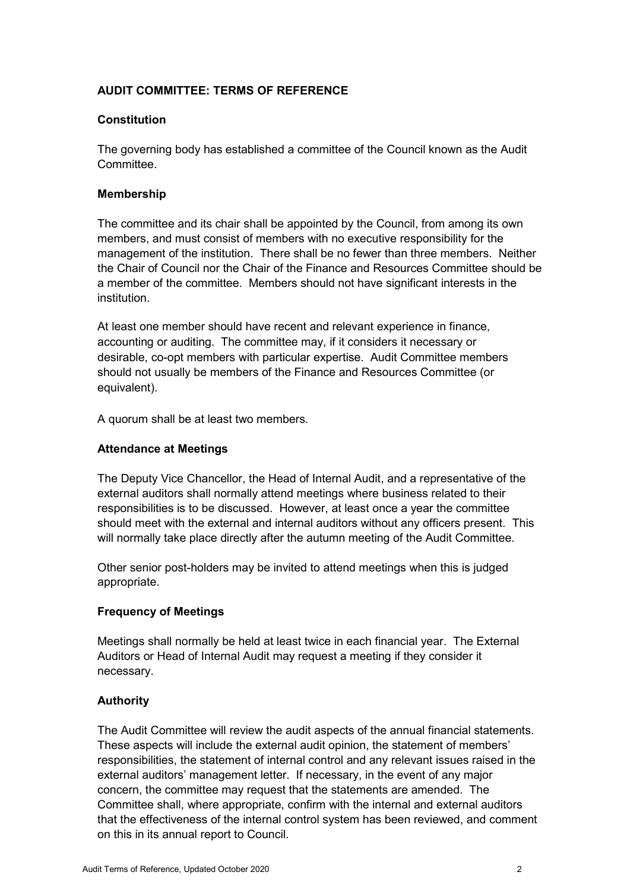# AUDIT COMMITTEE: TERMS OF REFERENCE

## Constitution

The governing body has established a committee of the Council known as the Audit Committee.

## Membership

The committee and its chair shall be appointed by the Council, from among its own members, and must consist of members with no executive responsibility for the management of the institution. There shall be no fewer than three members. Neither the Chair of Council nor the Chair of the Finance and Resources Committee should be a member of the committee. Members should not have significant interests in the institution.

At least one member should have recent and relevant experience in finance, accounting or auditing. The committee may, if it considers it necessary or desirable, co-opt members with particular expertise. Audit Committee members should not usually be members of the Finance and Resources Committee (or equivalent).

A quorum shall be at least two members.

## Attendance at Meetings

The Deputy Vice Chancellor, the Head of Internal Audit, and a representative of the external auditors shall normally attend meetings where business related to their responsibilities is to be discussed. However, at least once a year the committee should meet with the external and internal auditors without any officers present. This will normally take place directly after the autumn meeting of the Audit Committee.

Other senior post-holders may be invited to attend meetings when this is judged appropriate.

## Frequency of Meetings

Meetings shall normally be held at least twice in each financial year. The External Auditors or Head of Internal Audit may request a meeting if they consider it necessary.

## Authority

The Audit Committee will review the audit aspects of the annual financial statements. These aspects will include the external audit opinion, the statement of members' responsibilities, the statement of internal control and any relevant issues raised in the external auditors' management letter. If necessary, in the event of any major concern, the committee may request that the statements are amended. The Committee shall, where appropriate, confirm with the internal and external auditors that the effectiveness of the internal control system has been reviewed, and comment on this in its annual report to Council.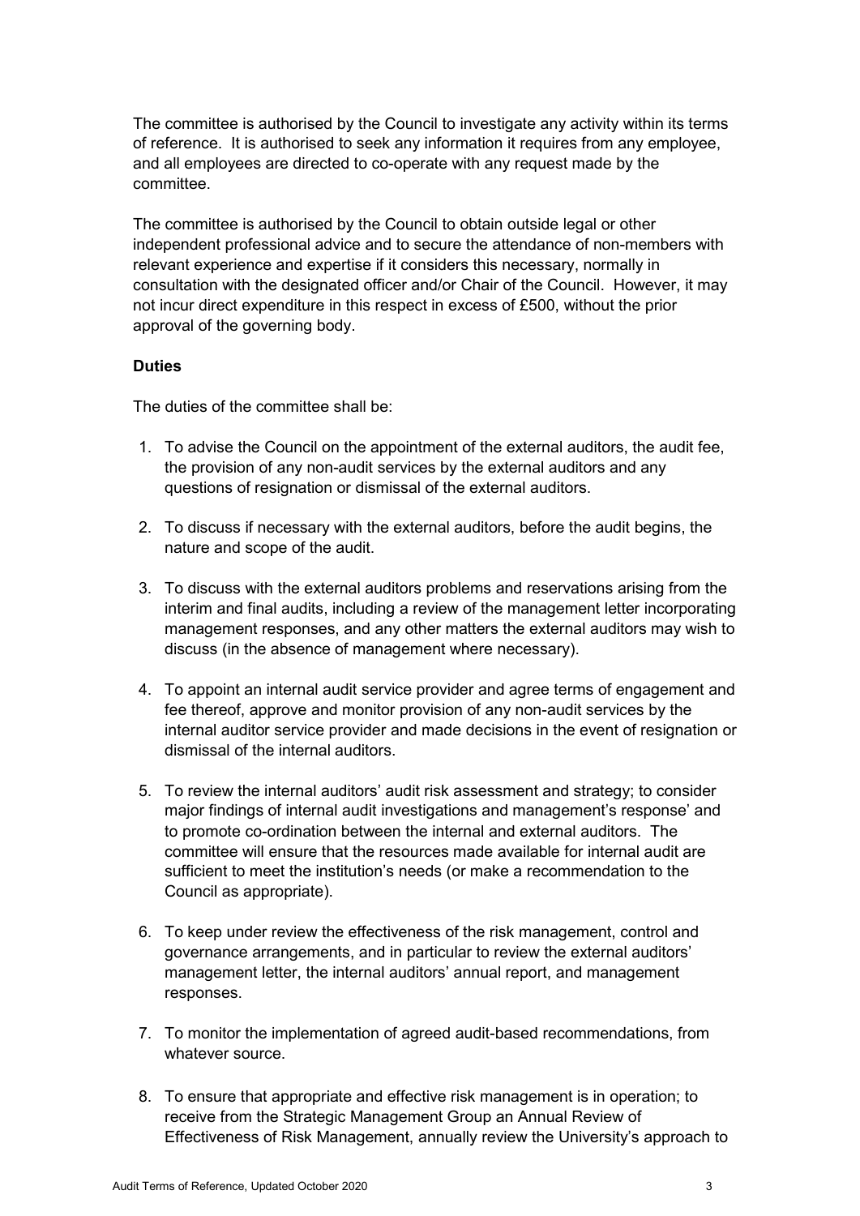The committee is authorised by the Council to investigate any activity within its terms of reference. It is authorised to seek any information it requires from any employee, and all employees are directed to co-operate with any request made by the committee.

The committee is authorised by the Council to obtain outside legal or other independent professional advice and to secure the attendance of non-members with relevant experience and expertise if it considers this necessary, normally in consultation with the designated officer and/or Chair of the Council. However, it may not incur direct expenditure in this respect in excess of £500, without the prior approval of the governing body.

**Duties**

The duties of the committee shall be:

1. To advise the Council on the appointment of the external auditors, the audit fee, the provision of any non-audit services by the external auditors and any questions of resignation or dismissal of the external auditors.

2. To discuss if necessary with the external auditors, before the audit begins, the nature and scope of the audit.

3. To discuss with the external auditors problems and reservations arising from the interim and final audits, including a review of the management letter incorporating management responses, and any other matters the external auditors may wish to discuss (in the absence of management where necessary).

4. To appoint an internal audit service provider and agree terms of engagement and fee thereof, approve and monitor provision of any non-audit services by the internal auditor service provider and made decisions in the event of resignation or dismissal of the internal auditors.

5. To review the internal auditors' audit risk assessment and strategy; to consider major findings of internal audit investigations and management's response' and to promote co-ordination between the internal and external auditors. The committee will ensure that the resources made available for internal audit are sufficient to meet the institution's needs (or make a recommendation to the Council as appropriate).

6. To keep under review the effectiveness of the risk management, control and governance arrangements, and in particular to review the external auditors' management letter, the internal auditors' annual report, and management responses.

7. To monitor the implementation of agreed audit-based recommendations, from whatever source.

8. To ensure that appropriate and effective risk management is in operation; to receive from the Strategic Management Group an Annual Review of Effectiveness of Risk Management, annually review the University's approach to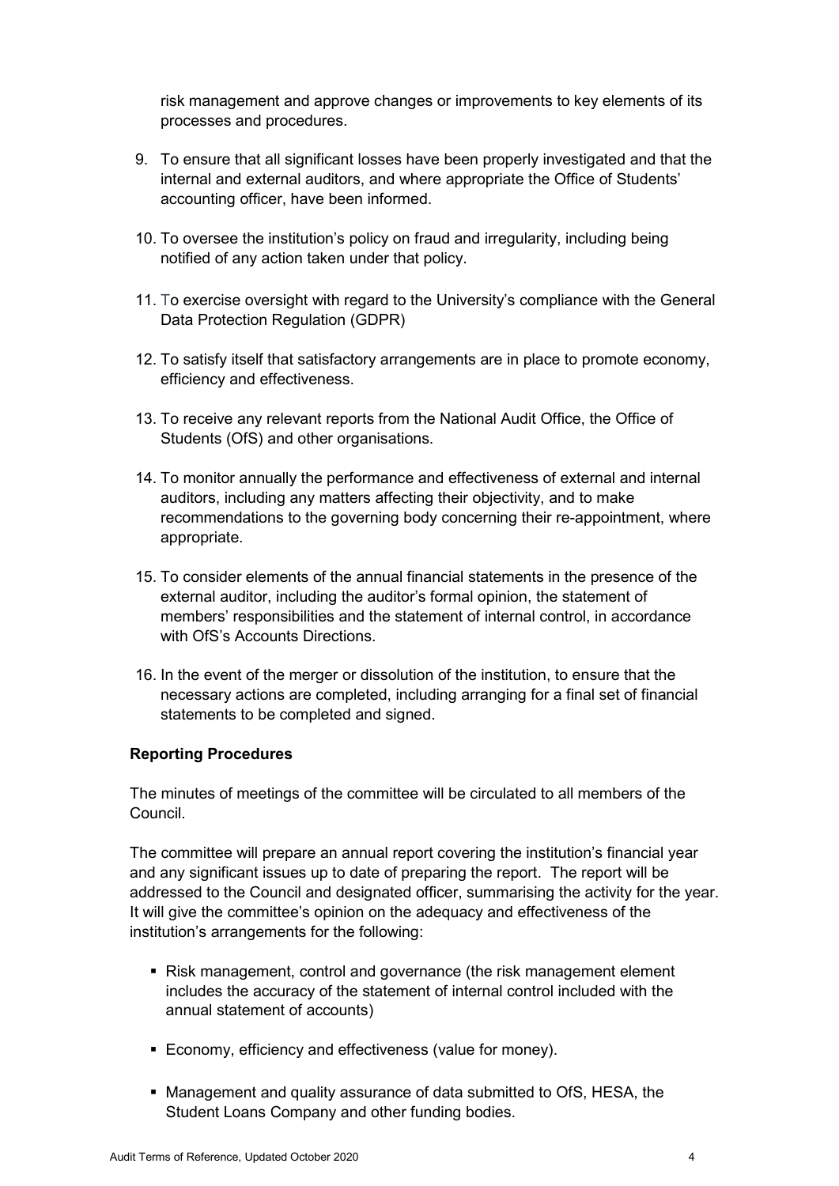risk management and approve changes or improvements to key elements of its processes and procedures.

9. To ensure that all significant losses have been properly investigated and that the internal and external auditors, and where appropriate the Office of Students' accounting officer, have been informed.

10. To oversee the institution's policy on fraud and irregularity, including being notified of any action taken under that policy.

11. To exercise oversight with regard to the University's compliance with the General Data Protection Regulation (GDPR)

12. To satisfy itself that satisfactory arrangements are in place to promote economy, efficiency and effectiveness.

13. To receive any relevant reports from the National Audit Office, the Office of Students (OfS) and other organisations.

14. To monitor annually the performance and effectiveness of external and internal auditors, including any matters affecting their objectivity, and to make recommendations to the governing body concerning their re-appointment, where appropriate.

15. To consider elements of the annual financial statements in the presence of the external auditor, including the auditor's formal opinion, the statement of members' responsibilities and the statement of internal control, in accordance with OfS's Accounts Directions.

16. In the event of the merger or dissolution of the institution, to ensure that the necessary actions are completed, including arranging for a final set of financial statements to be completed and signed.

**Reporting Procedures**

The minutes of meetings of the committee will be circulated to all members of the Council.

The committee will prepare an annual report covering the institution's financial year and any significant issues up to date of preparing the report. The report will be addressed to the Council and designated officer, summarising the activity for the year. It will give the committee's opinion on the adequacy and effectiveness of the institution's arrangements for the following:

- Risk management, control and governance (the risk management element includes the accuracy of the statement of internal control included with the annual statement of accounts)

- Economy, efficiency and effectiveness (value for money).

- Management and quality assurance of data submitted to OfS, HESA, the Student Loans Company and other funding bodies.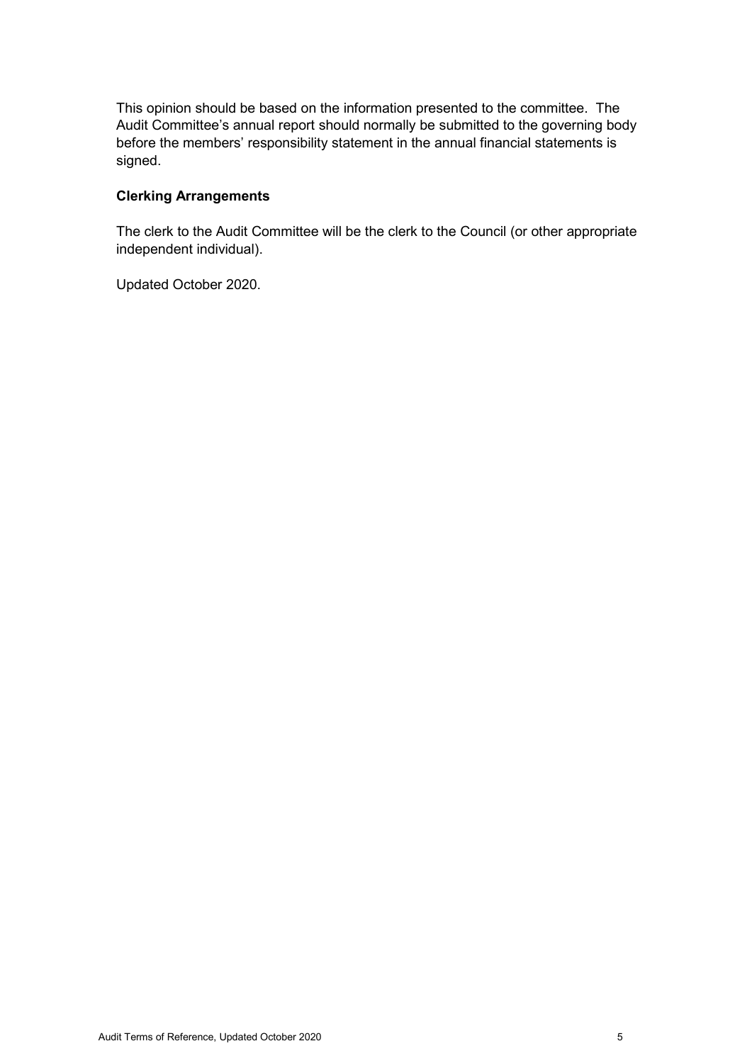This opinion should be based on the information presented to the committee. The Audit Committee's annual report should normally be submitted to the governing body before the members' responsibility statement in the annual financial statements is signed.

**Clerking Arrangements**

The clerk to the Audit Committee will be the clerk to the Council (or other appropriate independent individual).

Updated October 2020.